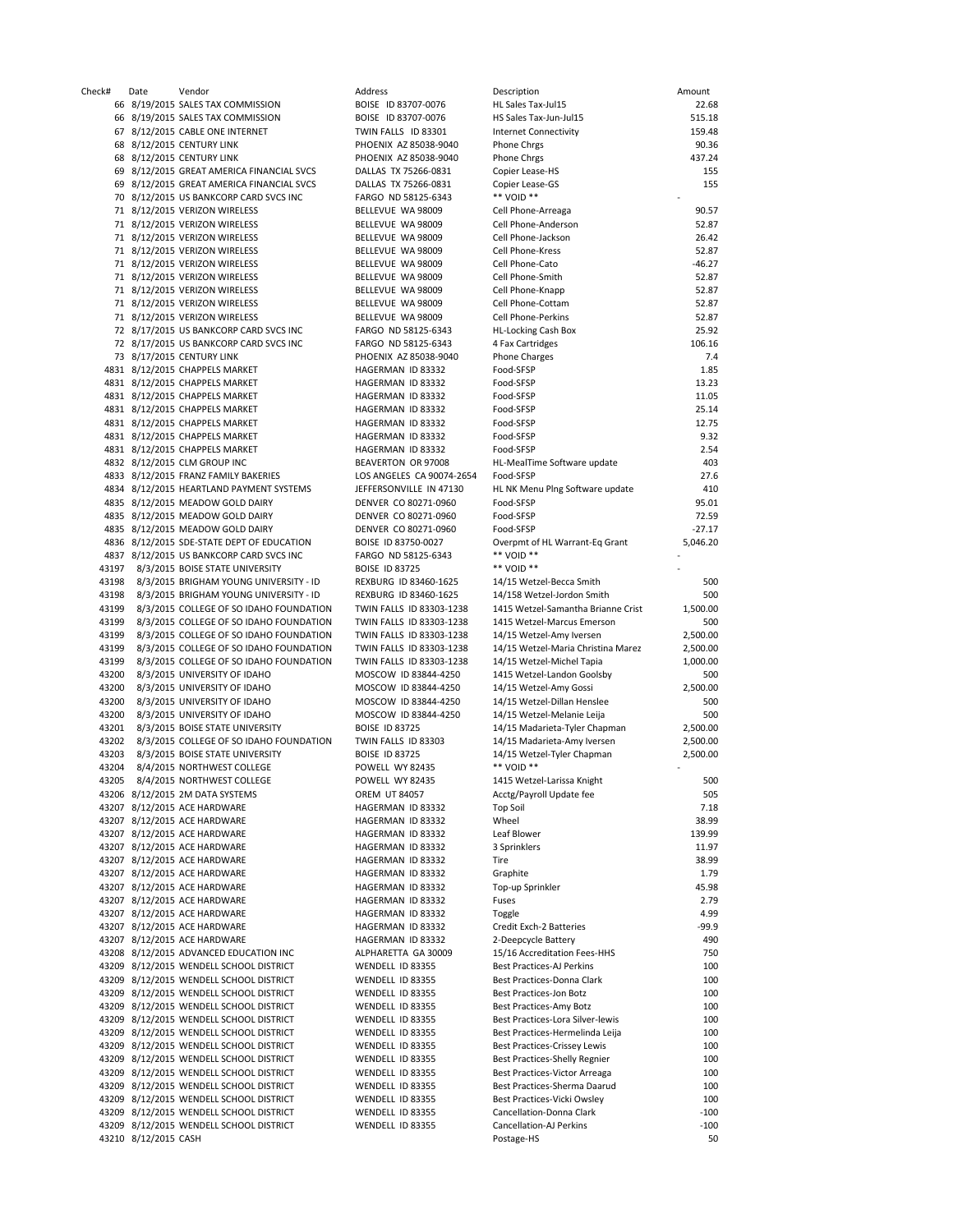| Check# | Date | Vendor | Address | Description | Amount |
|---|---|---|---|---|---|
| 66 | 8/19/2015 | SALES TAX COMMISSION | BOISE ID 83707-0076 | HL Sales Tax-Jul15 | 22.68 |
| 66 | 8/19/2015 | SALES TAX COMMISSION | BOISE ID 83707-0076 | HS Sales Tax-Jun-Jul15 | 515.18 |
| 67 | 8/12/2015 | CABLE ONE INTERNET | TWIN FALLS ID 83301 | Internet Connectivity | 159.48 |
| 68 | 8/12/2015 | CENTURY LINK | PHOENIX AZ 85038-9040 | Phone Chrgs | 90.36 |
| 68 | 8/12/2015 | CENTURY LINK | PHOENIX AZ 85038-9040 | Phone Chrgs | 437.24 |
| 69 | 8/12/2015 | GREAT AMERICA FINANCIAL SVCS | DALLAS TX 75266-0831 | Copier Lease-HS | 155 |
| 69 | 8/12/2015 | GREAT AMERICA FINANCIAL SVCS | DALLAS TX 75266-0831 | Copier Lease-GS | 155 |
| 70 | 8/12/2015 | US BANKCORP CARD SVCS INC | FARGO ND 58125-6343 | ** VOID ** | - |
| 71 | 8/12/2015 | VERIZON WIRELESS | BELLEVUE WA 98009 | Cell Phone-Arreaga | 90.57 |
| 71 | 8/12/2015 | VERIZON WIRELESS | BELLEVUE WA 98009 | Cell Phone-Anderson | 52.87 |
| 71 | 8/12/2015 | VERIZON WIRELESS | BELLEVUE WA 98009 | Cell Phone-Jackson | 26.42 |
| 71 | 8/12/2015 | VERIZON WIRELESS | BELLEVUE WA 98009 | Cell Phone-Kress | 52.87 |
| 71 | 8/12/2015 | VERIZON WIRELESS | BELLEVUE WA 98009 | Cell Phone-Cato | -46.27 |
| 71 | 8/12/2015 | VERIZON WIRELESS | BELLEVUE WA 98009 | Cell Phone-Smith | 52.87 |
| 71 | 8/12/2015 | VERIZON WIRELESS | BELLEVUE WA 98009 | Cell Phone-Knapp | 52.87 |
| 71 | 8/12/2015 | VERIZON WIRELESS | BELLEVUE WA 98009 | Cell Phone-Cottam | 52.87 |
| 71 | 8/12/2015 | VERIZON WIRELESS | BELLEVUE WA 98009 | Cell Phone-Perkins | 52.87 |
| 72 | 8/17/2015 | US BANKCORP CARD SVCS INC | FARGO ND 58125-6343 | HL-Locking Cash Box | 25.92 |
| 72 | 8/17/2015 | US BANKCORP CARD SVCS INC | FARGO ND 58125-6343 | 4 Fax Cartridges | 106.16 |
| 73 | 8/17/2015 | CENTURY LINK | PHOENIX AZ 85038-9040 | Phone Charges | 7.4 |
| 4831 | 8/12/2015 | CHAPPELS MARKET | HAGERMAN ID 83332 | Food-SFSP | 1.85 |
| 4831 | 8/12/2015 | CHAPPELS MARKET | HAGERMAN ID 83332 | Food-SFSP | 13.23 |
| 4831 | 8/12/2015 | CHAPPELS MARKET | HAGERMAN ID 83332 | Food-SFSP | 11.05 |
| 4831 | 8/12/2015 | CHAPPELS MARKET | HAGERMAN ID 83332 | Food-SFSP | 25.14 |
| 4831 | 8/12/2015 | CHAPPELS MARKET | HAGERMAN ID 83332 | Food-SFSP | 12.75 |
| 4831 | 8/12/2015 | CHAPPELS MARKET | HAGERMAN ID 83332 | Food-SFSP | 9.32 |
| 4831 | 8/12/2015 | CHAPPELS MARKET | HAGERMAN ID 83332 | Food-SFSP | 2.54 |
| 4832 | 8/12/2015 | CLM GROUP INC | BEAVERTON OR 97008 | HL-MealTime Software update | 403 |
| 4833 | 8/12/2015 | FRANZ FAMILY BAKERIES | LOS ANGELES CA 90074-2654 | Food-SFSP | 27.6 |
| 4834 | 8/12/2015 | HEARTLAND PAYMENT SYSTEMS | JEFFERSONVILLE IN 47130 | HL NK Menu Plng Software update | 410 |
| 4835 | 8/12/2015 | MEADOW GOLD DAIRY | DENVER CO 80271-0960 | Food-SFSP | 95.01 |
| 4835 | 8/12/2015 | MEADOW GOLD DAIRY | DENVER CO 80271-0960 | Food-SFSP | 72.59 |
| 4835 | 8/12/2015 | MEADOW GOLD DAIRY | DENVER CO 80271-0960 | Food-SFSP | -27.17 |
| 4836 | 8/12/2015 | SDE-STATE DEPT OF EDUCATION | BOISE ID 83750-0027 | Overpmt of HL Warrant-Eq Grant | 5,046.20 |
| 4837 | 8/12/2015 | US BANKCORP CARD SVCS INC | FARGO ND 58125-6343 | ** VOID ** | - |
| 43197 | 8/3/2015 | BOISE STATE UNIVERSITY | BOISE ID 83725 | ** VOID ** | - |
| 43198 | 8/3/2015 | BRIGHAM YOUNG UNIVERSITY - ID | REXBURG ID 83460-1625 | 14/15 Wetzel-Becca Smith | 500 |
| 43198 | 8/3/2015 | BRIGHAM YOUNG UNIVERSITY - ID | REXBURG ID 83460-1625 | 14/158 Wetzel-Jordon Smith | 500 |
| 43199 | 8/3/2015 | COLLEGE OF SO IDAHO FOUNDATION | TWIN FALLS ID 83303-1238 | 1415 Wetzel-Samantha Brianne Crist | 1,500.00 |
| 43199 | 8/3/2015 | COLLEGE OF SO IDAHO FOUNDATION | TWIN FALLS ID 83303-1238 | 1415 Wetzel-Marcus Emerson | 500 |
| 43199 | 8/3/2015 | COLLEGE OF SO IDAHO FOUNDATION | TWIN FALLS ID 83303-1238 | 14/15 Wetzel-Amy Iversen | 2,500.00 |
| 43199 | 8/3/2015 | COLLEGE OF SO IDAHO FOUNDATION | TWIN FALLS ID 83303-1238 | 14/15 Wetzel-Maria Christina Marez | 2,500.00 |
| 43199 | 8/3/2015 | COLLEGE OF SO IDAHO FOUNDATION | TWIN FALLS ID 83303-1238 | 14/15 Wetzel-Michel Tapia | 1,000.00 |
| 43200 | 8/3/2015 | UNIVERSITY OF IDAHO | MOSCOW ID 83844-4250 | 1415 Wetzel-Landon Goolsby | 500 |
| 43200 | 8/3/2015 | UNIVERSITY OF IDAHO | MOSCOW ID 83844-4250 | 14/15 Wetzel-Amy Gossi | 2,500.00 |
| 43200 | 8/3/2015 | UNIVERSITY OF IDAHO | MOSCOW ID 83844-4250 | 14/15 Wetzel-Dillan Henslee | 500 |
| 43200 | 8/3/2015 | UNIVERSITY OF IDAHO | MOSCOW ID 83844-4250 | 14/15 Wetzel-Melanie Leija | 500 |
| 43201 | 8/3/2015 | BOISE STATE UNIVERSITY | BOISE ID 83725 | 14/15 Madarieta-Tyler Chapman | 2,500.00 |
| 43202 | 8/3/2015 | COLLEGE OF SO IDAHO FOUNDATION | TWIN FALLS ID 83303 | 14/15 Madarieta-Amy Iversen | 2,500.00 |
| 43203 | 8/3/2015 | BOISE STATE UNIVERSITY | BOISE ID 83725 | 14/15 Wetzel-Tyler Chapman | 2,500.00 |
| 43204 | 8/4/2015 | NORTHWEST COLLEGE | POWELL WY 82435 | ** VOID ** | - |
| 43205 | 8/4/2015 | NORTHWEST COLLEGE | POWELL WY 82435 | 1415 Wetzel-Larissa Knight | 500 |
| 43206 | 8/12/2015 | 2M DATA SYSTEMS | OREM UT 84057 | Acctg/Payroll Update fee | 505 |
| 43207 | 8/12/2015 | ACE HARDWARE | HAGERMAN ID 83332 | Top Soil | 7.18 |
| 43207 | 8/12/2015 | ACE HARDWARE | HAGERMAN ID 83332 | Wheel | 38.99 |
| 43207 | 8/12/2015 | ACE HARDWARE | HAGERMAN ID 83332 | Leaf Blower | 139.99 |
| 43207 | 8/12/2015 | ACE HARDWARE | HAGERMAN ID 83332 | 3 Sprinklers | 11.97 |
| 43207 | 8/12/2015 | ACE HARDWARE | HAGERMAN ID 83332 | Tire | 38.99 |
| 43207 | 8/12/2015 | ACE HARDWARE | HAGERMAN ID 83332 | Graphite | 1.79 |
| 43207 | 8/12/2015 | ACE HARDWARE | HAGERMAN ID 83332 | Top-up Sprinkler | 45.98 |
| 43207 | 8/12/2015 | ACE HARDWARE | HAGERMAN ID 83332 | Fuses | 2.79 |
| 43207 | 8/12/2015 | ACE HARDWARE | HAGERMAN ID 83332 | Toggle | 4.99 |
| 43207 | 8/12/2015 | ACE HARDWARE | HAGERMAN ID 83332 | Credit Exch-2 Batteries | -99.9 |
| 43207 | 8/12/2015 | ACE HARDWARE | HAGERMAN ID 83332 | 2-Deepcycle Battery | 490 |
| 43208 | 8/12/2015 | ADVANCED EDUCATION INC | ALPHARETTA GA 30009 | 15/16 Accreditation Fees-HHS | 750 |
| 43209 | 8/12/2015 | WENDELL SCHOOL DISTRICT | WENDELL ID 83355 | Best Practices-AJ Perkins | 100 |
| 43209 | 8/12/2015 | WENDELL SCHOOL DISTRICT | WENDELL ID 83355 | Best Practices-Donna Clark | 100 |
| 43209 | 8/12/2015 | WENDELL SCHOOL DISTRICT | WENDELL ID 83355 | Best Practices-Jon Botz | 100 |
| 43209 | 8/12/2015 | WENDELL SCHOOL DISTRICT | WENDELL ID 83355 | Best Practices-Amy Botz | 100 |
| 43209 | 8/12/2015 | WENDELL SCHOOL DISTRICT | WENDELL ID 83355 | Best Practices-Lora Silver-lewis | 100 |
| 43209 | 8/12/2015 | WENDELL SCHOOL DISTRICT | WENDELL ID 83355 | Best Practices-Hermelinda Leija | 100 |
| 43209 | 8/12/2015 | WENDELL SCHOOL DISTRICT | WENDELL ID 83355 | Best Practices-Crissey Lewis | 100 |
| 43209 | 8/12/2015 | WENDELL SCHOOL DISTRICT | WENDELL ID 83355 | Best Practices-Shelly Regnier | 100 |
| 43209 | 8/12/2015 | WENDELL SCHOOL DISTRICT | WENDELL ID 83355 | Best Practices-Victor Arreaga | 100 |
| 43209 | 8/12/2015 | WENDELL SCHOOL DISTRICT | WENDELL ID 83355 | Best Practices-Sherma Daarud | 100 |
| 43209 | 8/12/2015 | WENDELL SCHOOL DISTRICT | WENDELL ID 83355 | Best Practices-Vicki Owsley | 100 |
| 43209 | 8/12/2015 | WENDELL SCHOOL DISTRICT | WENDELL ID 83355 | Cancellation-Donna Clark | -100 |
| 43209 | 8/12/2015 | WENDELL SCHOOL DISTRICT | WENDELL ID 83355 | Cancellation-AJ Perkins | -100 |
| 43210 | 8/12/2015 | CASH | | Postage-HS | 50 |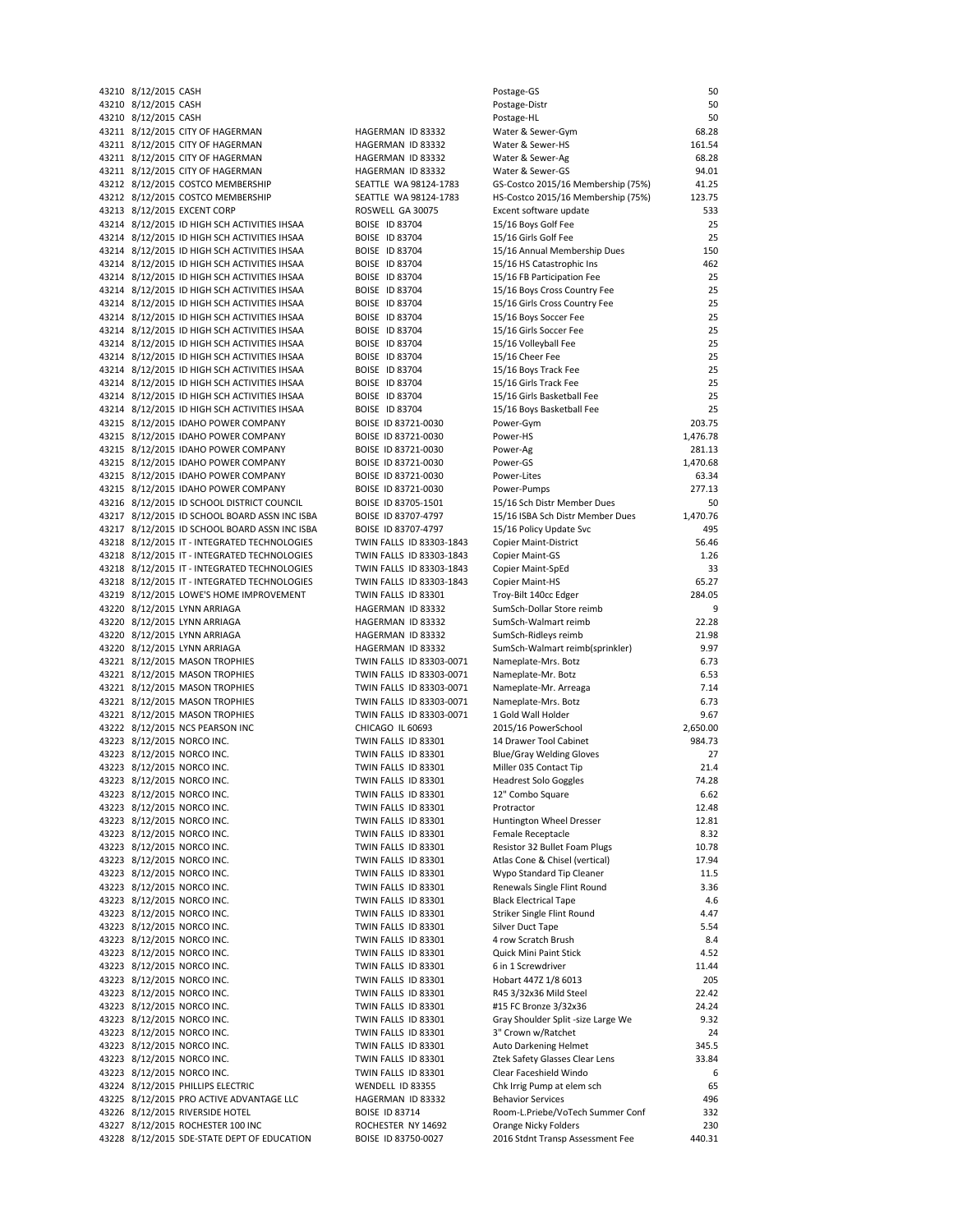| | | | | | |
|---|---|---|---|---|---|
| 43210 | 8/12/2015 | CASH | | Postage-GS | 50 |
| 43210 | 8/12/2015 | CASH | | Postage-Distr | 50 |
| 43210 | 8/12/2015 | CASH | | Postage-HL | 50 |
| 43211 | 8/12/2015 | CITY OF HAGERMAN | HAGERMAN ID 83332 | Water & Sewer-Gym | 68.28 |
| 43211 | 8/12/2015 | CITY OF HAGERMAN | HAGERMAN ID 83332 | Water & Sewer-HS | 161.54 |
| 43211 | 8/12/2015 | CITY OF HAGERMAN | HAGERMAN ID 83332 | Water & Sewer-Ag | 68.28 |
| 43211 | 8/12/2015 | CITY OF HAGERMAN | HAGERMAN ID 83332 | Water & Sewer-GS | 94.01 |
| 43212 | 8/12/2015 | COSTCO MEMBERSHIP | SEATTLE WA 98124-1783 | GS-Costco 2015/16 Membership (75%) | 41.25 |
| 43212 | 8/12/2015 | COSTCO MEMBERSHIP | SEATTLE WA 98124-1783 | HS-Costco 2015/16 Membership (75%) | 123.75 |
| 43213 | 8/12/2015 | EXCENT CORP | ROSWELL GA 30075 | Excent software update | 533 |
| 43214 | 8/12/2015 | ID HIGH SCH ACTIVITIES IHSAA | BOISE ID 83704 | 15/16 Boys Golf Fee | 25 |
| 43214 | 8/12/2015 | ID HIGH SCH ACTIVITIES IHSAA | BOISE ID 83704 | 15/16 Girls Golf Fee | 25 |
| 43214 | 8/12/2015 | ID HIGH SCH ACTIVITIES IHSAA | BOISE ID 83704 | 15/16 Annual Membership Dues | 150 |
| 43214 | 8/12/2015 | ID HIGH SCH ACTIVITIES IHSAA | BOISE ID 83704 | 15/16 HS Catastrophic Ins | 462 |
| 43214 | 8/12/2015 | ID HIGH SCH ACTIVITIES IHSAA | BOISE ID 83704 | 15/16 FB Participation Fee | 25 |
| 43214 | 8/12/2015 | ID HIGH SCH ACTIVITIES IHSAA | BOISE ID 83704 | 15/16 Boys Cross Country Fee | 25 |
| 43214 | 8/12/2015 | ID HIGH SCH ACTIVITIES IHSAA | BOISE ID 83704 | 15/16 Girls Cross Country Fee | 25 |
| 43214 | 8/12/2015 | ID HIGH SCH ACTIVITIES IHSAA | BOISE ID 83704 | 15/16 Boys Soccer Fee | 25 |
| 43214 | 8/12/2015 | ID HIGH SCH ACTIVITIES IHSAA | BOISE ID 83704 | 15/16 Girls Soccer Fee | 25 |
| 43214 | 8/12/2015 | ID HIGH SCH ACTIVITIES IHSAA | BOISE ID 83704 | 15/16 Volleyball Fee | 25 |
| 43214 | 8/12/2015 | ID HIGH SCH ACTIVITIES IHSAA | BOISE ID 83704 | 15/16 Cheer Fee | 25 |
| 43214 | 8/12/2015 | ID HIGH SCH ACTIVITIES IHSAA | BOISE ID 83704 | 15/16 Boys Track Fee | 25 |
| 43214 | 8/12/2015 | ID HIGH SCH ACTIVITIES IHSAA | BOISE ID 83704 | 15/16 Girls Track Fee | 25 |
| 43214 | 8/12/2015 | ID HIGH SCH ACTIVITIES IHSAA | BOISE ID 83704 | 15/16 Girls Basketball Fee | 25 |
| 43214 | 8/12/2015 | ID HIGH SCH ACTIVITIES IHSAA | BOISE ID 83704 | 15/16 Boys Basketball Fee | 25 |
| 43215 | 8/12/2015 | IDAHO POWER COMPANY | BOISE ID 83721-0030 | Power-Gym | 203.75 |
| 43215 | 8/12/2015 | IDAHO POWER COMPANY | BOISE ID 83721-0030 | Power-HS | 1,476.78 |
| 43215 | 8/12/2015 | IDAHO POWER COMPANY | BOISE ID 83721-0030 | Power-Ag | 281.13 |
| 43215 | 8/12/2015 | IDAHO POWER COMPANY | BOISE ID 83721-0030 | Power-GS | 1,470.68 |
| 43215 | 8/12/2015 | IDAHO POWER COMPANY | BOISE ID 83721-0030 | Power-Lites | 63.34 |
| 43215 | 8/12/2015 | IDAHO POWER COMPANY | BOISE ID 83721-0030 | Power-Pumps | 277.13 |
| 43216 | 8/12/2015 | ID SCHOOL DISTRICT COUNCIL | BOISE ID 83705-1501 | 15/16 Sch Distr Member Dues | 50 |
| 43217 | 8/12/2015 | ID SCHOOL BOARD ASSN INC ISBA | BOISE ID 83707-4797 | 15/16 ISBA Sch Distr Member Dues | 1,470.76 |
| 43217 | 8/12/2015 | ID SCHOOL BOARD ASSN INC ISBA | BOISE ID 83707-4797 | 15/16 Policy Update Svc | 495 |
| 43218 | 8/12/2015 | IT - INTEGRATED TECHNOLOGIES | TWIN FALLS ID 83303-1843 | Copier Maint-District | 56.46 |
| 43218 | 8/12/2015 | IT - INTEGRATED TECHNOLOGIES | TWIN FALLS ID 83303-1843 | Copier Maint-GS | 1.26 |
| 43218 | 8/12/2015 | IT - INTEGRATED TECHNOLOGIES | TWIN FALLS ID 83303-1843 | Copier Maint-SpEd | 33 |
| 43218 | 8/12/2015 | IT - INTEGRATED TECHNOLOGIES | TWIN FALLS ID 83303-1843 | Copier Maint-HS | 65.27 |
| 43219 | 8/12/2015 | LOWE'S HOME IMPROVEMENT | TWIN FALLS ID 83301 | Troy-Bilt 140cc Edger | 284.05 |
| 43220 | 8/12/2015 | LYNN ARRIAGA | HAGERMAN ID 83332 | SumSch-Dollar Store reimb | 9 |
| 43220 | 8/12/2015 | LYNN ARRIAGA | HAGERMAN ID 83332 | SumSch-Walmart reimb | 22.28 |
| 43220 | 8/12/2015 | LYNN ARRIAGA | HAGERMAN ID 83332 | SumSch-Ridleys reimb | 21.98 |
| 43220 | 8/12/2015 | LYNN ARRIAGA | HAGERMAN ID 83332 | SumSch-Walmart reimb(sprinkler) | 9.97 |
| 43221 | 8/12/2015 | MASON TROPHIES | TWIN FALLS ID 83303-0071 | Nameplate-Mrs. Botz | 6.73 |
| 43221 | 8/12/2015 | MASON TROPHIES | TWIN FALLS ID 83303-0071 | Nameplate-Mr. Botz | 6.53 |
| 43221 | 8/12/2015 | MASON TROPHIES | TWIN FALLS ID 83303-0071 | Nameplate-Mr. Arreaga | 7.14 |
| 43221 | 8/12/2015 | MASON TROPHIES | TWIN FALLS ID 83303-0071 | Nameplate-Mrs. Botz | 6.73 |
| 43221 | 8/12/2015 | MASON TROPHIES | TWIN FALLS ID 83303-0071 | 1 Gold Wall Holder | 9.67 |
| 43222 | 8/12/2015 | NCS PEARSON INC | CHICAGO IL 60693 | 2015/16 PowerSchool | 2,650.00 |
| 43223 | 8/12/2015 | NORCO INC. | TWIN FALLS ID 83301 | 14 Drawer Tool Cabinet | 984.73 |
| 43223 | 8/12/2015 | NORCO INC. | TWIN FALLS ID 83301 | Blue/Gray Welding Gloves | 27 |
| 43223 | 8/12/2015 | NORCO INC. | TWIN FALLS ID 83301 | Miller 035 Contact Tip | 21.4 |
| 43223 | 8/12/2015 | NORCO INC. | TWIN FALLS ID 83301 | Headrest Solo Goggles | 74.28 |
| 43223 | 8/12/2015 | NORCO INC. | TWIN FALLS ID 83301 | 12" Combo Square | 6.62 |
| 43223 | 8/12/2015 | NORCO INC. | TWIN FALLS ID 83301 | Protractor | 12.48 |
| 43223 | 8/12/2015 | NORCO INC. | TWIN FALLS ID 83301 | Huntington Wheel Dresser | 12.81 |
| 43223 | 8/12/2015 | NORCO INC. | TWIN FALLS ID 83301 | Female Receptacle | 8.32 |
| 43223 | 8/12/2015 | NORCO INC. | TWIN FALLS ID 83301 | Resistor 32 Bullet Foam Plugs | 10.78 |
| 43223 | 8/12/2015 | NORCO INC. | TWIN FALLS ID 83301 | Atlas Cone & Chisel (vertical) | 17.94 |
| 43223 | 8/12/2015 | NORCO INC. | TWIN FALLS ID 83301 | Wypo Standard Tip Cleaner | 11.5 |
| 43223 | 8/12/2015 | NORCO INC. | TWIN FALLS ID 83301 | Renewals Single Flint Round | 3.36 |
| 43223 | 8/12/2015 | NORCO INC. | TWIN FALLS ID 83301 | Black Electrical Tape | 4.6 |
| 43223 | 8/12/2015 | NORCO INC. | TWIN FALLS ID 83301 | Striker Single Flint Round | 4.47 |
| 43223 | 8/12/2015 | NORCO INC. | TWIN FALLS ID 83301 | Silver Duct Tape | 5.54 |
| 43223 | 8/12/2015 | NORCO INC. | TWIN FALLS ID 83301 | 4 row Scratch Brush | 8.4 |
| 43223 | 8/12/2015 | NORCO INC. | TWIN FALLS ID 83301 | Quick Mini Paint Stick | 4.52 |
| 43223 | 8/12/2015 | NORCO INC. | TWIN FALLS ID 83301 | 6 in 1 Screwdriver | 11.44 |
| 43223 | 8/12/2015 | NORCO INC. | TWIN FALLS ID 83301 | Hobart 447Z 1/8 6013 | 205 |
| 43223 | 8/12/2015 | NORCO INC. | TWIN FALLS ID 83301 | R45 3/32x36 Mild Steel | 22.42 |
| 43223 | 8/12/2015 | NORCO INC. | TWIN FALLS ID 83301 | #15 FC Bronze 3/32x36 | 24.24 |
| 43223 | 8/12/2015 | NORCO INC. | TWIN FALLS ID 83301 | Gray Shoulder Split -size Large We | 9.32 |
| 43223 | 8/12/2015 | NORCO INC. | TWIN FALLS ID 83301 | 3" Crown w/Ratchet | 24 |
| 43223 | 8/12/2015 | NORCO INC. | TWIN FALLS ID 83301 | Auto Darkening Helmet | 345.5 |
| 43223 | 8/12/2015 | NORCO INC. | TWIN FALLS ID 83301 | Ztek Safety Glasses Clear Lens | 33.84 |
| 43223 | 8/12/2015 | NORCO INC. | TWIN FALLS ID 83301 | Clear Faceshield Windo | 6 |
| 43224 | 8/12/2015 | PHILLIPS ELECTRIC | WENDELL ID 83355 | Chk Irrig Pump at elem sch | 65 |
| 43225 | 8/12/2015 | PRO ACTIVE ADVANTAGE LLC | HAGERMAN ID 83332 | Behavior Services | 496 |
| 43226 | 8/12/2015 | RIVERSIDE HOTEL | BOISE ID 83714 | Room-L.Priebe/VoTech Summer Conf | 332 |
| 43227 | 8/12/2015 | ROCHESTER 100 INC | ROCHESTER NY 14692 | Orange Nicky Folders | 230 |
| 43228 | 8/12/2015 | SDE-STATE DEPT OF EDUCATION | BOISE ID 83750-0027 | 2016 Stdnt Transp Assessment Fee | 440.31 |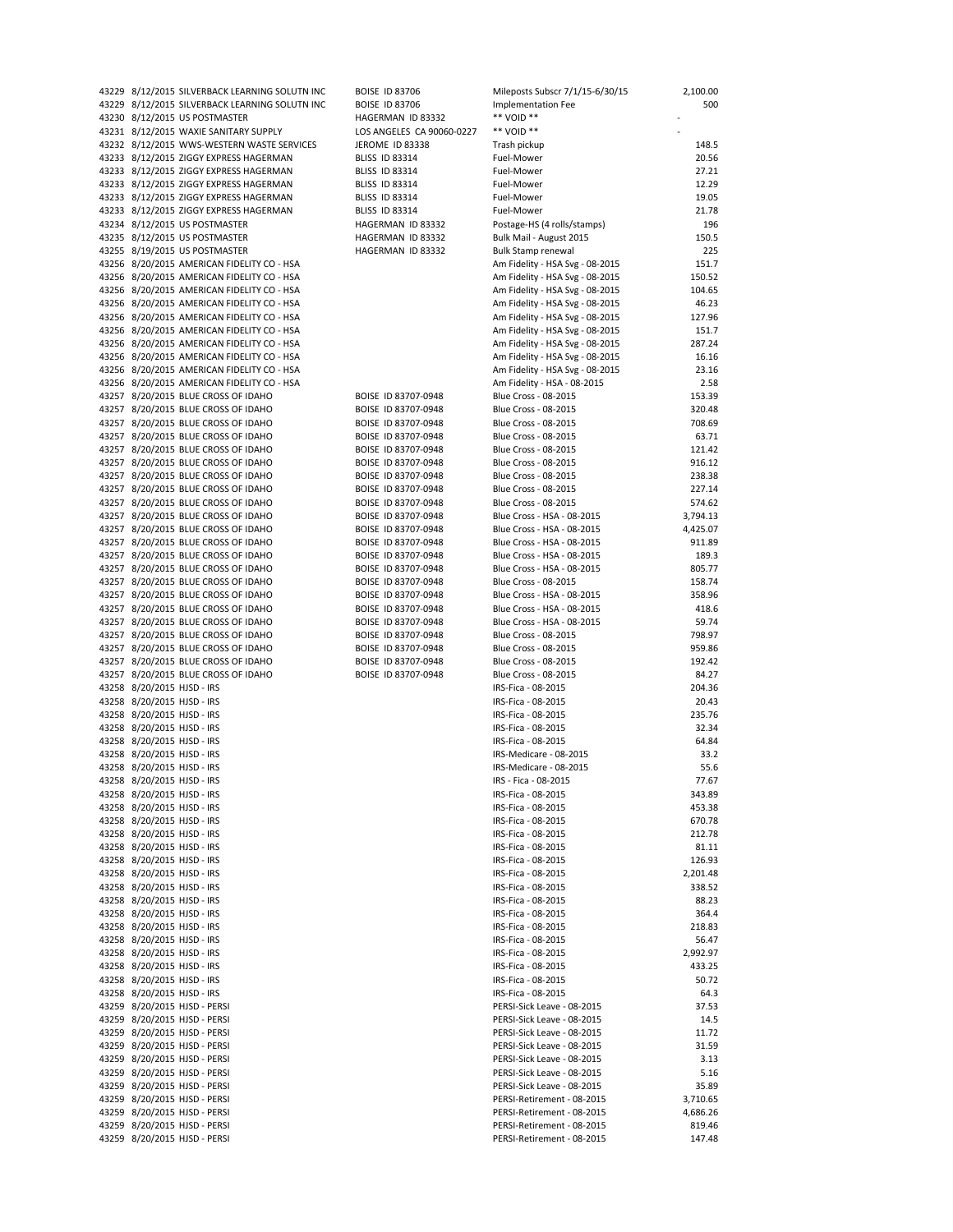| | | | | | |
|---|---|---|---|---|---|
| 43229 | 8/12/2015 | SILVERBACK LEARNING SOLUTN INC | BOISE ID 83706 | Mileposts Subscr 7/1/15-6/30/15 | 2,100.00 |
| 43229 | 8/12/2015 | SILVERBACK LEARNING SOLUTN INC | BOISE ID 83706 | Implementation Fee | 500 |
| 43230 | 8/12/2015 | US POSTMASTER | HAGERMAN ID 83332 | ** VOID ** | - |
| 43231 | 8/12/2015 | WAXIE SANITARY SUPPLY | LOS ANGELES CA 90060-0227 | ** VOID ** | - |
| 43232 | 8/12/2015 | WWS-WESTERN WASTE SERVICES | JEROME ID 83338 | Trash pickup | 148.5 |
| 43233 | 8/12/2015 | ZIGGY EXPRESS HAGERMAN | BLISS ID 83314 | Fuel-Mower | 20.56 |
| 43233 | 8/12/2015 | ZIGGY EXPRESS HAGERMAN | BLISS ID 83314 | Fuel-Mower | 27.21 |
| 43233 | 8/12/2015 | ZIGGY EXPRESS HAGERMAN | BLISS ID 83314 | Fuel-Mower | 12.29 |
| 43233 | 8/12/2015 | ZIGGY EXPRESS HAGERMAN | BLISS ID 83314 | Fuel-Mower | 19.05 |
| 43233 | 8/12/2015 | ZIGGY EXPRESS HAGERMAN | BLISS ID 83314 | Fuel-Mower | 21.78 |
| 43234 | 8/12/2015 | US POSTMASTER | HAGERMAN ID 83332 | Postage-HS (4 rolls/stamps) | 196 |
| 43235 | 8/12/2015 | US POSTMASTER | HAGERMAN ID 83332 | Bulk Mail - August 2015 | 150.5 |
| 43255 | 8/19/2015 | US POSTMASTER | HAGERMAN ID 83332 | Bulk Stamp renewal | 225 |
| 43256 | 8/20/2015 | AMERICAN FIDELITY CO - HSA | | Am Fidelity - HSA Svg - 08-2015 | 151.7 |
| 43256 | 8/20/2015 | AMERICAN FIDELITY CO - HSA | | Am Fidelity - HSA Svg - 08-2015 | 150.52 |
| 43256 | 8/20/2015 | AMERICAN FIDELITY CO - HSA | | Am Fidelity - HSA Svg - 08-2015 | 104.65 |
| 43256 | 8/20/2015 | AMERICAN FIDELITY CO - HSA | | Am Fidelity - HSA Svg - 08-2015 | 46.23 |
| 43256 | 8/20/2015 | AMERICAN FIDELITY CO - HSA | | Am Fidelity - HSA Svg - 08-2015 | 127.96 |
| 43256 | 8/20/2015 | AMERICAN FIDELITY CO - HSA | | Am Fidelity - HSA Svg - 08-2015 | 151.7 |
| 43256 | 8/20/2015 | AMERICAN FIDELITY CO - HSA | | Am Fidelity - HSA Svg - 08-2015 | 287.24 |
| 43256 | 8/20/2015 | AMERICAN FIDELITY CO - HSA | | Am Fidelity - HSA Svg - 08-2015 | 16.16 |
| 43256 | 8/20/2015 | AMERICAN FIDELITY CO - HSA | | Am Fidelity - HSA Svg - 08-2015 | 23.16 |
| 43256 | 8/20/2015 | AMERICAN FIDELITY CO - HSA | | Am Fidelity - HSA - 08-2015 | 2.58 |
| 43257 | 8/20/2015 | BLUE CROSS OF IDAHO | BOISE ID 83707-0948 | Blue Cross - 08-2015 | 153.39 |
| 43257 | 8/20/2015 | BLUE CROSS OF IDAHO | BOISE ID 83707-0948 | Blue Cross - 08-2015 | 320.48 |
| 43257 | 8/20/2015 | BLUE CROSS OF IDAHO | BOISE ID 83707-0948 | Blue Cross - 08-2015 | 708.69 |
| 43257 | 8/20/2015 | BLUE CROSS OF IDAHO | BOISE ID 83707-0948 | Blue Cross - 08-2015 | 63.71 |
| 43257 | 8/20/2015 | BLUE CROSS OF IDAHO | BOISE ID 83707-0948 | Blue Cross - 08-2015 | 121.42 |
| 43257 | 8/20/2015 | BLUE CROSS OF IDAHO | BOISE ID 83707-0948 | Blue Cross - 08-2015 | 916.12 |
| 43257 | 8/20/2015 | BLUE CROSS OF IDAHO | BOISE ID 83707-0948 | Blue Cross - 08-2015 | 238.38 |
| 43257 | 8/20/2015 | BLUE CROSS OF IDAHO | BOISE ID 83707-0948 | Blue Cross - 08-2015 | 227.14 |
| 43257 | 8/20/2015 | BLUE CROSS OF IDAHO | BOISE ID 83707-0948 | Blue Cross - 08-2015 | 574.62 |
| 43257 | 8/20/2015 | BLUE CROSS OF IDAHO | BOISE ID 83707-0948 | Blue Cross - HSA - 08-2015 | 3,794.13 |
| 43257 | 8/20/2015 | BLUE CROSS OF IDAHO | BOISE ID 83707-0948 | Blue Cross - HSA - 08-2015 | 4,425.07 |
| 43257 | 8/20/2015 | BLUE CROSS OF IDAHO | BOISE ID 83707-0948 | Blue Cross - HSA - 08-2015 | 911.89 |
| 43257 | 8/20/2015 | BLUE CROSS OF IDAHO | BOISE ID 83707-0948 | Blue Cross - HSA - 08-2015 | 189.3 |
| 43257 | 8/20/2015 | BLUE CROSS OF IDAHO | BOISE ID 83707-0948 | Blue Cross - HSA - 08-2015 | 805.77 |
| 43257 | 8/20/2015 | BLUE CROSS OF IDAHO | BOISE ID 83707-0948 | Blue Cross - 08-2015 | 158.74 |
| 43257 | 8/20/2015 | BLUE CROSS OF IDAHO | BOISE ID 83707-0948 | Blue Cross - HSA - 08-2015 | 358.96 |
| 43257 | 8/20/2015 | BLUE CROSS OF IDAHO | BOISE ID 83707-0948 | Blue Cross - HSA - 08-2015 | 418.6 |
| 43257 | 8/20/2015 | BLUE CROSS OF IDAHO | BOISE ID 83707-0948 | Blue Cross - HSA - 08-2015 | 59.74 |
| 43257 | 8/20/2015 | BLUE CROSS OF IDAHO | BOISE ID 83707-0948 | Blue Cross - 08-2015 | 798.97 |
| 43257 | 8/20/2015 | BLUE CROSS OF IDAHO | BOISE ID 83707-0948 | Blue Cross - 08-2015 | 959.86 |
| 43257 | 8/20/2015 | BLUE CROSS OF IDAHO | BOISE ID 83707-0948 | Blue Cross - 08-2015 | 192.42 |
| 43257 | 8/20/2015 | BLUE CROSS OF IDAHO | BOISE ID 83707-0948 | Blue Cross - 08-2015 | 84.27 |
| 43258 | 8/20/2015 | HJSD - IRS | | IRS-Fica - 08-2015 | 204.36 |
| 43258 | 8/20/2015 | HJSD - IRS | | IRS-Fica - 08-2015 | 20.43 |
| 43258 | 8/20/2015 | HJSD - IRS | | IRS-Fica - 08-2015 | 235.76 |
| 43258 | 8/20/2015 | HJSD - IRS | | IRS-Fica - 08-2015 | 32.34 |
| 43258 | 8/20/2015 | HJSD - IRS | | IRS-Fica - 08-2015 | 64.84 |
| 43258 | 8/20/2015 | HJSD - IRS | | IRS-Medicare - 08-2015 | 33.2 |
| 43258 | 8/20/2015 | HJSD - IRS | | IRS-Medicare - 08-2015 | 55.6 |
| 43258 | 8/20/2015 | HJSD - IRS | | IRS - Fica - 08-2015 | 77.67 |
| 43258 | 8/20/2015 | HJSD - IRS | | IRS-Fica - 08-2015 | 343.89 |
| 43258 | 8/20/2015 | HJSD - IRS | | IRS-Fica - 08-2015 | 453.38 |
| 43258 | 8/20/2015 | HJSD - IRS | | IRS-Fica - 08-2015 | 670.78 |
| 43258 | 8/20/2015 | HJSD - IRS | | IRS-Fica - 08-2015 | 212.78 |
| 43258 | 8/20/2015 | HJSD - IRS | | IRS-Fica - 08-2015 | 81.11 |
| 43258 | 8/20/2015 | HJSD - IRS | | IRS-Fica - 08-2015 | 126.93 |
| 43258 | 8/20/2015 | HJSD - IRS | | IRS-Fica - 08-2015 | 2,201.48 |
| 43258 | 8/20/2015 | HJSD - IRS | | IRS-Fica - 08-2015 | 338.52 |
| 43258 | 8/20/2015 | HJSD - IRS | | IRS-Fica - 08-2015 | 88.23 |
| 43258 | 8/20/2015 | HJSD - IRS | | IRS-Fica - 08-2015 | 364.4 |
| 43258 | 8/20/2015 | HJSD - IRS | | IRS-Fica - 08-2015 | 218.83 |
| 43258 | 8/20/2015 | HJSD - IRS | | IRS-Fica - 08-2015 | 56.47 |
| 43258 | 8/20/2015 | HJSD - IRS | | IRS-Fica - 08-2015 | 2,992.97 |
| 43258 | 8/20/2015 | HJSD - IRS | | IRS-Fica - 08-2015 | 433.25 |
| 43258 | 8/20/2015 | HJSD - IRS | | IRS-Fica - 08-2015 | 50.72 |
| 43258 | 8/20/2015 | HJSD - IRS | | IRS-Fica - 08-2015 | 64.3 |
| 43259 | 8/20/2015 | HJSD - PERSI | | PERSI-Sick Leave - 08-2015 | 37.53 |
| 43259 | 8/20/2015 | HJSD - PERSI | | PERSI-Sick Leave - 08-2015 | 14.5 |
| 43259 | 8/20/2015 | HJSD - PERSI | | PERSI-Sick Leave - 08-2015 | 11.72 |
| 43259 | 8/20/2015 | HJSD - PERSI | | PERSI-Sick Leave - 08-2015 | 31.59 |
| 43259 | 8/20/2015 | HJSD - PERSI | | PERSI-Sick Leave - 08-2015 | 3.13 |
| 43259 | 8/20/2015 | HJSD - PERSI | | PERSI-Sick Leave - 08-2015 | 5.16 |
| 43259 | 8/20/2015 | HJSD - PERSI | | PERSI-Sick Leave - 08-2015 | 35.89 |
| 43259 | 8/20/2015 | HJSD - PERSI | | PERSI-Retirement - 08-2015 | 3,710.65 |
| 43259 | 8/20/2015 | HJSD - PERSI | | PERSI-Retirement - 08-2015 | 4,686.26 |
| 43259 | 8/20/2015 | HJSD - PERSI | | PERSI-Retirement - 08-2015 | 819.46 |
| 43259 | 8/20/2015 | HJSD - PERSI | | PERSI-Retirement - 08-2015 | 147.48 |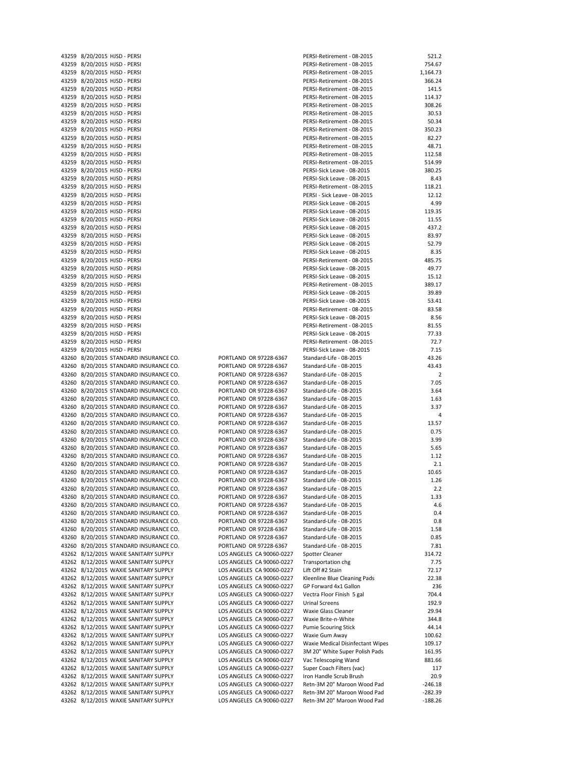| | | | | | |
|---|---|---|---|---|---|
| 43259 | 8/20/2015 | HJSD - PERSI | | PERSI-Retirement - 08-2015 | 521.2 |
| 43259 | 8/20/2015 | HJSD - PERSI | | PERSI-Retirement - 08-2015 | 754.67 |
| 43259 | 8/20/2015 | HJSD - PERSI | | PERSI-Retirement - 08-2015 | 1,164.73 |
| 43259 | 8/20/2015 | HJSD - PERSI | | PERSI-Retirement - 08-2015 | 366.24 |
| 43259 | 8/20/2015 | HJSD - PERSI | | PERSI-Retirement - 08-2015 | 141.5 |
| 43259 | 8/20/2015 | HJSD - PERSI | | PERSI-Retirement - 08-2015 | 114.37 |
| 43259 | 8/20/2015 | HJSD - PERSI | | PERSI-Retirement - 08-2015 | 308.26 |
| 43259 | 8/20/2015 | HJSD - PERSI | | PERSI-Retirement - 08-2015 | 30.53 |
| 43259 | 8/20/2015 | HJSD - PERSI | | PERSI-Retirement - 08-2015 | 50.34 |
| 43259 | 8/20/2015 | HJSD - PERSI | | PERSI-Retirement - 08-2015 | 350.23 |
| 43259 | 8/20/2015 | HJSD - PERSI | | PERSI-Retirement - 08-2015 | 82.27 |
| 43259 | 8/20/2015 | HJSD - PERSI | | PERSI-Retirement - 08-2015 | 48.71 |
| 43259 | 8/20/2015 | HJSD - PERSI | | PERSI-Retirement - 08-2015 | 112.58 |
| 43259 | 8/20/2015 | HJSD - PERSI | | PERSI-Retirement - 08-2015 | 514.99 |
| 43259 | 8/20/2015 | HJSD - PERSI | | PERSI-Sick Leave - 08-2015 | 380.25 |
| 43259 | 8/20/2015 | HJSD - PERSI | | PERSI-Sick Leave - 08-2015 | 8.43 |
| 43259 | 8/20/2015 | HJSD - PERSI | | PERSI-Retirement - 08-2015 | 118.21 |
| 43259 | 8/20/2015 | HJSD - PERSI | | PERSI - Sick Leave - 08-2015 | 12.12 |
| 43259 | 8/20/2015 | HJSD - PERSI | | PERSI-Sick Leave - 08-2015 | 4.99 |
| 43259 | 8/20/2015 | HJSD - PERSI | | PERSI-Sick Leave - 08-2015 | 119.35 |
| 43259 | 8/20/2015 | HJSD - PERSI | | PERSI-Sick Leave - 08-2015 | 11.55 |
| 43259 | 8/20/2015 | HJSD - PERSI | | PERSI-Sick Leave - 08-2015 | 437.2 |
| 43259 | 8/20/2015 | HJSD - PERSI | | PERSI-Sick Leave - 08-2015 | 83.97 |
| 43259 | 8/20/2015 | HJSD - PERSI | | PERSI-Sick Leave - 08-2015 | 52.79 |
| 43259 | 8/20/2015 | HJSD - PERSI | | PERSI-Sick Leave - 08-2015 | 8.35 |
| 43259 | 8/20/2015 | HJSD - PERSI | | PERSI-Retirement - 08-2015 | 485.75 |
| 43259 | 8/20/2015 | HJSD - PERSI | | PERSI-Sick Leave - 08-2015 | 49.77 |
| 43259 | 8/20/2015 | HJSD - PERSI | | PERSI-Sick Leave - 08-2015 | 15.12 |
| 43259 | 8/20/2015 | HJSD - PERSI | | PERSI-Retirement - 08-2015 | 389.17 |
| 43259 | 8/20/2015 | HJSD - PERSI | | PERSI-Sick Leave - 08-2015 | 39.89 |
| 43259 | 8/20/2015 | HJSD - PERSI | | PERSI-Sick Leave - 08-2015 | 53.41 |
| 43259 | 8/20/2015 | HJSD - PERSI | | PERSI-Retirement - 08-2015 | 83.58 |
| 43259 | 8/20/2015 | HJSD - PERSI | | PERSI-Sick Leave - 08-2015 | 8.56 |
| 43259 | 8/20/2015 | HJSD - PERSI | | PERSI-Retirement - 08-2015 | 81.55 |
| 43259 | 8/20/2015 | HJSD - PERSI | | PERSI-Sick Leave - 08-2015 | 77.33 |
| 43259 | 8/20/2015 | HJSD - PERSI | | PERSI-Retirement - 08-2015 | 72.7 |
| 43259 | 8/20/2015 | HJSD - PERSI | | PERSI-Sick Leave - 08-2015 | 7.15 |
| 43260 | 8/20/2015 | STANDARD INSURANCE CO. | PORTLAND OR 97228-6367 | Standard-Life - 08-2015 | 43.26 |
| 43260 | 8/20/2015 | STANDARD INSURANCE CO. | PORTLAND OR 97228-6367 | Standard-Life - 08-2015 | 43.43 |
| 43260 | 8/20/2015 | STANDARD INSURANCE CO. | PORTLAND OR 97228-6367 | Standard-Life - 08-2015 | 2 |
| 43260 | 8/20/2015 | STANDARD INSURANCE CO. | PORTLAND OR 97228-6367 | Standard-Life - 08-2015 | 7.05 |
| 43260 | 8/20/2015 | STANDARD INSURANCE CO. | PORTLAND OR 97228-6367 | Standard-Life - 08-2015 | 3.64 |
| 43260 | 8/20/2015 | STANDARD INSURANCE CO. | PORTLAND OR 97228-6367 | Standard-Life - 08-2015 | 1.63 |
| 43260 | 8/20/2015 | STANDARD INSURANCE CO. | PORTLAND OR 97228-6367 | Standard-Life - 08-2015 | 3.37 |
| 43260 | 8/20/2015 | STANDARD INSURANCE CO. | PORTLAND OR 97228-6367 | Standard-Life - 08-2015 | 4 |
| 43260 | 8/20/2015 | STANDARD INSURANCE CO. | PORTLAND OR 97228-6367 | Standard-Life - 08-2015 | 13.57 |
| 43260 | 8/20/2015 | STANDARD INSURANCE CO. | PORTLAND OR 97228-6367 | Standard-Life - 08-2015 | 0.75 |
| 43260 | 8/20/2015 | STANDARD INSURANCE CO. | PORTLAND OR 97228-6367 | Standard-Life - 08-2015 | 3.99 |
| 43260 | 8/20/2015 | STANDARD INSURANCE CO. | PORTLAND OR 97228-6367 | Standard-Life - 08-2015 | 5.65 |
| 43260 | 8/20/2015 | STANDARD INSURANCE CO. | PORTLAND OR 97228-6367 | Standard-Life - 08-2015 | 1.12 |
| 43260 | 8/20/2015 | STANDARD INSURANCE CO. | PORTLAND OR 97228-6367 | Standard-Life - 08-2015 | 2.1 |
| 43260 | 8/20/2015 | STANDARD INSURANCE CO. | PORTLAND OR 97228-6367 | Standard-Life - 08-2015 | 10.65 |
| 43260 | 8/20/2015 | STANDARD INSURANCE CO. | PORTLAND OR 97228-6367 | Standard Life - 08-2015 | 1.26 |
| 43260 | 8/20/2015 | STANDARD INSURANCE CO. | PORTLAND OR 97228-6367 | Standard-Life - 08-2015 | 2.2 |
| 43260 | 8/20/2015 | STANDARD INSURANCE CO. | PORTLAND OR 97228-6367 | Standard-Life - 08-2015 | 1.33 |
| 43260 | 8/20/2015 | STANDARD INSURANCE CO. | PORTLAND OR 97228-6367 | Standard-Life - 08-2015 | 4.6 |
| 43260 | 8/20/2015 | STANDARD INSURANCE CO. | PORTLAND OR 97228-6367 | Standard-Life - 08-2015 | 0.4 |
| 43260 | 8/20/2015 | STANDARD INSURANCE CO. | PORTLAND OR 97228-6367 | Standard-Life - 08-2015 | 0.8 |
| 43260 | 8/20/2015 | STANDARD INSURANCE CO. | PORTLAND OR 97228-6367 | Standard-Life - 08-2015 | 1.58 |
| 43260 | 8/20/2015 | STANDARD INSURANCE CO. | PORTLAND OR 97228-6367 | Standard-Life - 08-2015 | 0.85 |
| 43260 | 8/20/2015 | STANDARD INSURANCE CO. | PORTLAND OR 97228-6367 | Standard-Life - 08-2015 | 7.81 |
| 43262 | 8/12/2015 | WAXIE SANITARY SUPPLY | LOS ANGELES CA 90060-0227 | Spotter Cleaner | 314.72 |
| 43262 | 8/12/2015 | WAXIE SANITARY SUPPLY | LOS ANGELES CA 90060-0227 | Transportation chg | 7.75 |
| 43262 | 8/12/2015 | WAXIE SANITARY SUPPLY | LOS ANGELES CA 90060-0227 | Lift Off #2 Stain | 72.17 |
| 43262 | 8/12/2015 | WAXIE SANITARY SUPPLY | LOS ANGELES CA 90060-0227 | Kleenline Blue Cleaning Pads | 22.38 |
| 43262 | 8/12/2015 | WAXIE SANITARY SUPPLY | LOS ANGELES CA 90060-0227 | GP Forward 4x1 Gallon | 236 |
| 43262 | 8/12/2015 | WAXIE SANITARY SUPPLY | LOS ANGELES CA 90060-0227 | Vectra Floor Finish 5 gal | 704.4 |
| 43262 | 8/12/2015 | WAXIE SANITARY SUPPLY | LOS ANGELES CA 90060-0227 | Urinal Screens | 192.9 |
| 43262 | 8/12/2015 | WAXIE SANITARY SUPPLY | LOS ANGELES CA 90060-0227 | Waxie Glass Cleaner | 29.94 |
| 43262 | 8/12/2015 | WAXIE SANITARY SUPPLY | LOS ANGELES CA 90060-0227 | Waxie Brite-n-White | 344.8 |
| 43262 | 8/12/2015 | WAXIE SANITARY SUPPLY | LOS ANGELES CA 90060-0227 | Pumie Scouring Stick | 44.14 |
| 43262 | 8/12/2015 | WAXIE SANITARY SUPPLY | LOS ANGELES CA 90060-0227 | Waxie Gum Away | 100.62 |
| 43262 | 8/12/2015 | WAXIE SANITARY SUPPLY | LOS ANGELES CA 90060-0227 | Waxie Medical Disinfectant Wipes | 109.17 |
| 43262 | 8/12/2015 | WAXIE SANITARY SUPPLY | LOS ANGELES CA 90060-0227 | 3M 20" White Super Polish Pads | 161.95 |
| 43262 | 8/12/2015 | WAXIE SANITARY SUPPLY | LOS ANGELES CA 90060-0227 | Vac Telescoping Wand | 881.66 |
| 43262 | 8/12/2015 | WAXIE SANITARY SUPPLY | LOS ANGELES CA 90060-0227 | Super Coach Filters (vac) | 117 |
| 43262 | 8/12/2015 | WAXIE SANITARY SUPPLY | LOS ANGELES CA 90060-0227 | Iron Handle Scrub Brush | 20.9 |
| 43262 | 8/12/2015 | WAXIE SANITARY SUPPLY | LOS ANGELES CA 90060-0227 | Retn-3M 20" Maroon Wood Pad | -246.18 |
| 43262 | 8/12/2015 | WAXIE SANITARY SUPPLY | LOS ANGELES CA 90060-0227 | Retn-3M 20" Maroon Wood Pad | -282.39 |
| 43262 | 8/12/2015 | WAXIE SANITARY SUPPLY | LOS ANGELES CA 90060-0227 | Retn-3M 20" Maroon Wood Pad | -188.26 |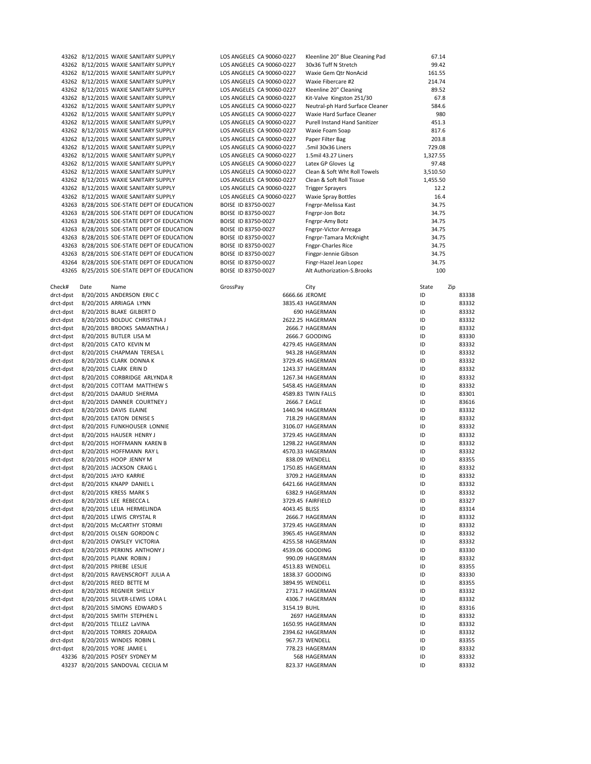| | | | | | |
|---|---|---|---|---|---|
| 43262 | 8/12/2015 | WAXIE SANITARY SUPPLY | LOS ANGELES CA 90060-0227 | Kleenline 20" Blue Cleaning Pad | 67.14 |
| 43262 | 8/12/2015 | WAXIE SANITARY SUPPLY | LOS ANGELES CA 90060-0227 | 30x36 Tuff N Stretch | 99.42 |
| 43262 | 8/12/2015 | WAXIE SANITARY SUPPLY | LOS ANGELES CA 90060-0227 | Waxie Gem Qtr NonAcid | 161.55 |
| 43262 | 8/12/2015 | WAXIE SANITARY SUPPLY | LOS ANGELES CA 90060-0227 | Waxie Fibercare #2 | 214.74 |
| 43262 | 8/12/2015 | WAXIE SANITARY SUPPLY | LOS ANGELES CA 90060-0227 | Kleenline 20" Cleaning | 89.52 |
| 43262 | 8/12/2015 | WAXIE SANITARY SUPPLY | LOS ANGELES CA 90060-0227 | Kit-Valve Kingston 251/30 | 67.8 |
| 43262 | 8/12/2015 | WAXIE SANITARY SUPPLY | LOS ANGELES CA 90060-0227 | Neutral-ph Hard Surface Cleaner | 584.6 |
| 43262 | 8/12/2015 | WAXIE SANITARY SUPPLY | LOS ANGELES CA 90060-0227 | Waxie Hard Surface Cleaner | 980 |
| 43262 | 8/12/2015 | WAXIE SANITARY SUPPLY | LOS ANGELES CA 90060-0227 | Purell Instand Hand Sanitizer | 451.3 |
| 43262 | 8/12/2015 | WAXIE SANITARY SUPPLY | LOS ANGELES CA 90060-0227 | Waxie Foam Soap | 817.6 |
| 43262 | 8/12/2015 | WAXIE SANITARY SUPPLY | LOS ANGELES CA 90060-0227 | Paper Filter Bag | 203.8 |
| 43262 | 8/12/2015 | WAXIE SANITARY SUPPLY | LOS ANGELES CA 90060-0227 | .5mil 30x36 Liners | 729.08 |
| 43262 | 8/12/2015 | WAXIE SANITARY SUPPLY | LOS ANGELES CA 90060-0227 | 1.5mil 43.27 Liners | 1,327.55 |
| 43262 | 8/12/2015 | WAXIE SANITARY SUPPLY | LOS ANGELES CA 90060-0227 | Latex GP Gloves Lg | 97.48 |
| 43262 | 8/12/2015 | WAXIE SANITARY SUPPLY | LOS ANGELES CA 90060-0227 | Clean & Soft Wht Roll Towels | 3,510.50 |
| 43262 | 8/12/2015 | WAXIE SANITARY SUPPLY | LOS ANGELES CA 90060-0227 | Clean & Soft Roll Tissue | 1,455.50 |
| 43262 | 8/12/2015 | WAXIE SANITARY SUPPLY | LOS ANGELES CA 90060-0227 | Trigger Sprayers | 12.2 |
| 43262 | 8/12/2015 | WAXIE SANITARY SUPPLY | LOS ANGELES CA 90060-0227 | Waxie Spray Bottles | 16.4 |
| 43263 | 8/28/2015 | SDE-STATE DEPT OF EDUCATION | BOISE ID 83750-0027 | Fngrpr-Melissa Kast | 34.75 |
| 43263 | 8/28/2015 | SDE-STATE DEPT OF EDUCATION | BOISE ID 83750-0027 | Fngrpr-Jon Botz | 34.75 |
| 43263 | 8/28/2015 | SDE-STATE DEPT OF EDUCATION | BOISE ID 83750-0027 | Fngrpr-Amy Botz | 34.75 |
| 43263 | 8/28/2015 | SDE-STATE DEPT OF EDUCATION | BOISE ID 83750-0027 | Fngrpr-Victor Arreaga | 34.75 |
| 43263 | 8/28/2015 | SDE-STATE DEPT OF EDUCATION | BOISE ID 83750-0027 | Fngrpr-Tamara McKnight | 34.75 |
| 43263 | 8/28/2015 | SDE-STATE DEPT OF EDUCATION | BOISE ID 83750-0027 | Fngpr-Charles Rice | 34.75 |
| 43263 | 8/28/2015 | SDE-STATE DEPT OF EDUCATION | BOISE ID 83750-0027 | Fingpr-Jennie Gibson | 34.75 |
| 43264 | 8/28/2015 | SDE-STATE DEPT OF EDUCATION | BOISE ID 83750-0027 | Fingr-Hazel Jean Lopez | 34.75 |
| 43265 | 8/25/2015 | SDE-STATE DEPT OF EDUCATION | BOISE ID 83750-0027 | Alt Authorization-S.Brooks | 100 |

| Check# | Date | Name | GrossPay | City | State | Zip |
|---|---|---|---|---|---|---|
| drct-dpst | 8/20/2015 | ANDERSON ERIC C | 6666.66 | JEROME | ID | 83338 |
| drct-dpst | 8/20/2015 | ARRIAGA LYNN | 3835.43 | HAGERMAN | ID | 83332 |
| drct-dpst | 8/20/2015 | BLAKE GILBERT D | 690 | HAGERMAN | ID | 83332 |
| drct-dpst | 8/20/2015 | BOLDUC CHRISTINA J | 2622.25 | HAGERMAN | ID | 83332 |
| drct-dpst | 8/20/2015 | BROOKS SAMANTHA J | 2666.7 | HAGERMAN | ID | 83332 |
| drct-dpst | 8/20/2015 | BUTLER LISA M | 2666.7 | GOODING | ID | 83330 |
| drct-dpst | 8/20/2015 | CATO KEVIN M | 4279.45 | HAGERMAN | ID | 83332 |
| drct-dpst | 8/20/2015 | CHAPMAN TERESA L | 943.28 | HAGERMAN | ID | 83332 |
| drct-dpst | 8/20/2015 | CLARK DONNA K | 3729.45 | HAGERMAN | ID | 83332 |
| drct-dpst | 8/20/2015 | CLARK ERIN D | 1243.37 | HAGERMAN | ID | 83332 |
| drct-dpst | 8/20/2015 | CORBRIDGE ARLYNDA R | 1267.34 | HAGERMAN | ID | 83332 |
| drct-dpst | 8/20/2015 | COTTAM MATTHEW S | 5458.45 | HAGERMAN | ID | 83332 |
| drct-dpst | 8/20/2015 | DAARUD SHERMA | 4589.83 | TWIN FALLS | ID | 83301 |
| drct-dpst | 8/20/2015 | DANNER COURTNEY J | 2666.7 | EAGLE | ID | 83616 |
| drct-dpst | 8/20/2015 | DAVIS ELAINE | 1440.94 | HAGERMAN | ID | 83332 |
| drct-dpst | 8/20/2015 | EATON DENISE S | 718.29 | HAGERMAN | ID | 83332 |
| drct-dpst | 8/20/2015 | FUNKHOUSER LONNIE | 3106.07 | HAGERMAN | ID | 83332 |
| drct-dpst | 8/20/2015 | HAUSER HENRY J | 3729.45 | HAGERMAN | ID | 83332 |
| drct-dpst | 8/20/2015 | HOFFMANN KAREN B | 1298.22 | HAGERMAN | ID | 83332 |
| drct-dpst | 8/20/2015 | HOFFMANN RAY L | 4570.33 | HAGERMAN | ID | 83332 |
| drct-dpst | 8/20/2015 | HOOP JENNY M | 838.09 | WENDELL | ID | 83355 |
| drct-dpst | 8/20/2015 | JACKSON CRAIG L | 1750.85 | HAGERMAN | ID | 83332 |
| drct-dpst | 8/20/2015 | JAYO KARRIE | 3709.2 | HAGERMAN | ID | 83332 |
| drct-dpst | 8/20/2015 | KNAPP DANIEL L | 6421.66 | HAGERMAN | ID | 83332 |
| drct-dpst | 8/20/2015 | KRESS MARK S | 6382.9 | HAGERMAN | ID | 83332 |
| drct-dpst | 8/20/2015 | LEE REBECCA L | 3729.45 | FAIRFIELD | ID | 83327 |
| drct-dpst | 8/20/2015 | LEIJA HERMELINDA | 4043.45 | BLISS | ID | 83314 |
| drct-dpst | 8/20/2015 | LEWIS CRYSTAL R | 2666.7 | HAGERMAN | ID | 83332 |
| drct-dpst | 8/20/2015 | McCARTHY STORMI | 3729.45 | HAGERMAN | ID | 83332 |
| drct-dpst | 8/20/2015 | OLSEN GORDON C | 3965.45 | HAGERMAN | ID | 83332 |
| drct-dpst | 8/20/2015 | OWSLEY VICTORIA | 4255.58 | HAGERMAN | ID | 83332 |
| drct-dpst | 8/20/2015 | PERKINS ANTHONY J | 4539.06 | GOODING | ID | 83330 |
| drct-dpst | 8/20/2015 | PLANK ROBIN J | 990.09 | HAGERMAN | ID | 83332 |
| drct-dpst | 8/20/2015 | PRIEBE LESLIE | 4513.83 | WENDELL | ID | 83355 |
| drct-dpst | 8/20/2015 | RAVENSCROFT JULIA A | 1838.37 | GOODING | ID | 83330 |
| drct-dpst | 8/20/2015 | REED BETTE M | 3894.95 | WENDELL | ID | 83355 |
| drct-dpst | 8/20/2015 | REGNIER SHELLY | 2731.7 | HAGERMAN | ID | 83332 |
| drct-dpst | 8/20/2015 | SILVER-LEWIS LORA L | 4306.7 | HAGERMAN | ID | 83332 |
| drct-dpst | 8/20/2015 | SIMONS EDWARD S | 3154.19 | BUHL | ID | 83316 |
| drct-dpst | 8/20/2015 | SMITH STEPHEN L | 2697 | HAGERMAN | ID | 83332 |
| drct-dpst | 8/20/2015 | TELLEZ LaVINA | 1650.95 | HAGERMAN | ID | 83332 |
| drct-dpst | 8/20/2015 | TORRES ZORAIDA | 2394.62 | HAGERMAN | ID | 83332 |
| drct-dpst | 8/20/2015 | WINDES ROBIN L | 967.73 | WENDELL | ID | 83355 |
| drct-dpst | 8/20/2015 | YORE JAMIE L | 778.23 | HAGERMAN | ID | 83332 |
| 43236 | 8/20/2015 | POSEY SYDNEY M | 568 | HAGERMAN | ID | 83332 |
| 43237 | 8/20/2015 | SANDOVAL CECILIA M | 823.37 | HAGERMAN | ID | 83332 |